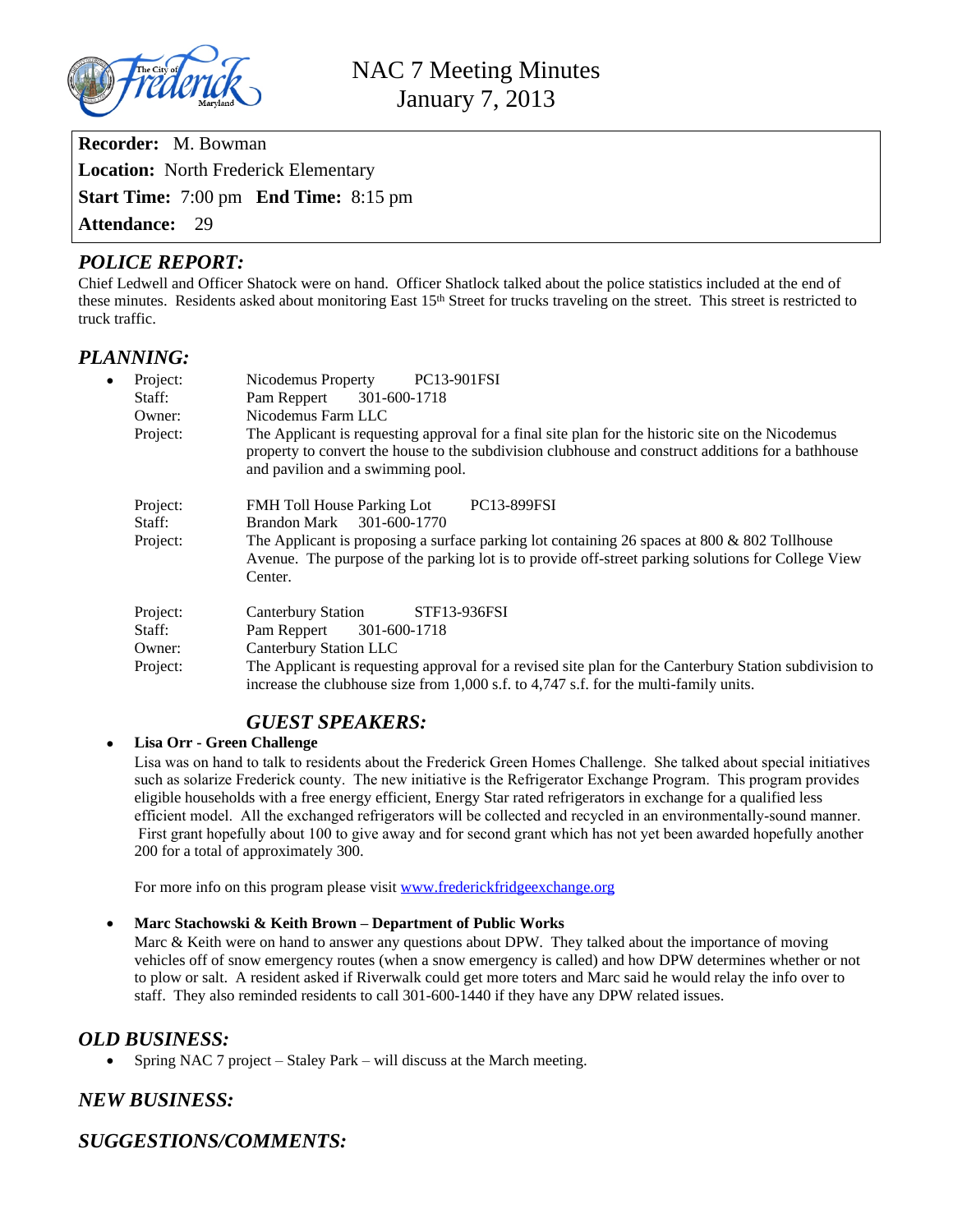# NAC 7 Meeting Minutes
January 7, 2013

**Recorder:** M. Bowman
**Location:** North Frederick Elementary
**Start Time:** 7:00 pm **End Time:** 8:15 pm
**Attendance:** 29

## *POLICE REPORT:*

Chief Ledwell and Officer Shatock were on hand. Officer Shatlock talked about the police statistics included at the end of these minutes. Residents asked about monitoring East 15th Street for trucks traveling on the street. This street is restricted to truck traffic.

## *PLANNING:*

- Project: Nicodemus Property PC13-901FSI
  Staff: Pam Reppert 301-600-1718
  Owner: Nicodemus Farm LLC
  Project: The Applicant is requesting approval for a final site plan for the historic site on the Nicodemus property to convert the house to the subdivision clubhouse and construct additions for a bathhouse and pavilion and a swimming pool.

  Project: FMH Toll House Parking Lot PC13-899FSI
  Staff: Brandon Mark 301-600-1770
  Project: The Applicant is proposing a surface parking lot containing 26 spaces at 800 & 802 Tollhouse Avenue. The purpose of the parking lot is to provide off-street parking solutions for College View Center.

  Project: Canterbury Station STF13-936FSI
  Staff: Pam Reppert 301-600-1718
  Owner: Canterbury Station LLC
  Project: The Applicant is requesting approval for a revised site plan for the Canterbury Station subdivision to increase the clubhouse size from 1,000 s.f. to 4,747 s.f. for the multi-family units.

## *GUEST SPEAKERS:*

- **Lisa Orr - Green Challenge**
  Lisa was on hand to talk to residents about the Frederick Green Homes Challenge. She talked about special initiatives such as solarize Frederick county. The new initiative is the Refrigerator Exchange Program. This program provides eligible households with a free energy efficient, Energy Star rated refrigerators in exchange for a qualified less efficient model. All the exchanged refrigerators will be collected and recycled in an environmentally-sound manner. First grant hopefully about 100 to give away and for second grant which has not yet been awarded hopefully another 200 for a total of approximately 300.

  For more info on this program please visit www.frederickfridgeexchange.org

- **Marc Stachowski & Keith Brown – Department of Public Works**
  Marc & Keith were on hand to answer any questions about DPW. They talked about the importance of moving vehicles off of snow emergency routes (when a snow emergency is called) and how DPW determines whether or not to plow or salt. A resident asked if Riverwalk could get more toters and Marc said he would relay the info over to staff. They also reminded residents to call 301-600-1440 if they have any DPW related issues.

## *OLD BUSINESS:*

- Spring NAC 7 project – Staley Park – will discuss at the March meeting.

## *NEW BUSINESS:*

## *SUGGESTIONS/COMMENTS:*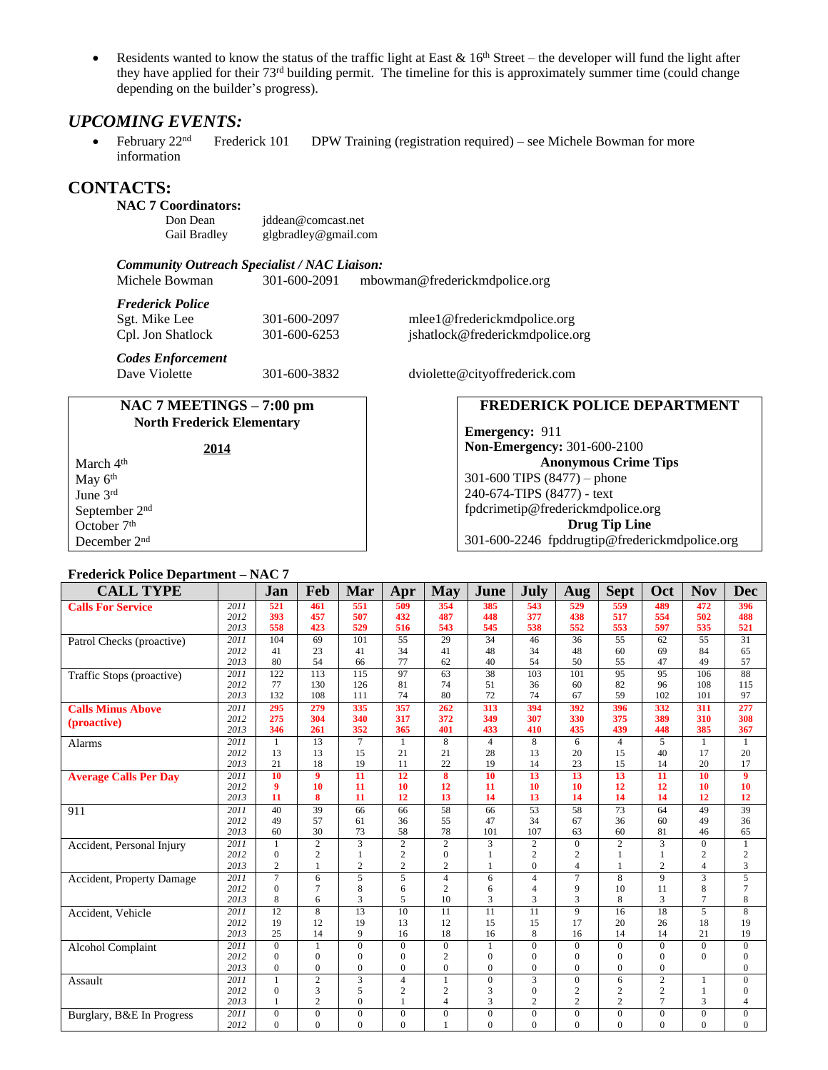- Residents wanted to know the status of the traffic light at East & 16th Street – the developer will fund the light after they have applied for their 73rd building permit. The timeline for this is approximately summer time (could change depending on the builder's progress).

## *UPCOMING EVENTS:*

- February 22nd Frederick 101 DPW Training (registration required) – see Michele Bowman for more information

## CONTACTS:

**NAC 7 Coordinators:**

Don Dean jddean@comcast.net
Gail Bradley glgbradley@gmail.com

***Community Outreach Specialist / NAC Liaison:***

Michele Bowman 301-600-2091 mbowman@frederickmdpolice.org

***Frederick Police***

Sgt. Mike Lee 301-600-2097 mlee1@frederickmdpolice.org
Cpl. Jon Shatlock 301-600-6253 jshatlock@frederickmdpolice.org

***Codes Enforcement***

Dave Violette 301-600-3832 dviolette@cityoffrederick.com

**NAC 7 MEETINGS – 7:00 pm**
**North Frederick Elementary**

**2014**

March 4th
May 6th
June 3rd
September 2nd
October 7th
December 2nd

**FREDERICK POLICE DEPARTMENT**

**Emergency:** 911
**Non-Emergency:** 301-600-2100
**Anonymous Crime Tips**
301-600 TIPS (8477) – phone
240-674-TIPS (8477) - text
fpdcrimetip@frederickmdpolice.org
**Drug Tip Line**
301-600-2246 fpddrugtip@frederickmdpolice.org

**Frederick Police Department – NAC 7**

| CALL TYPE | | Jan | Feb | Mar | Apr | May | June | July | Aug | Sept | Oct | Nov | Dec |
|---|---|---|---|---|---|---|---|---|---|---|---|---|---|
| **Calls For Service** | *2011* | 521 | 461 | 551 | 509 | 354 | 385 | 543 | 529 | 559 | 489 | 472 | 396 |
| | *2012* | 393 | 457 | 507 | 432 | 487 | 448 | 377 | 438 | 517 | 554 | 502 | 488 |
| | *2013* | 558 | 423 | 529 | 516 | 543 | 545 | 538 | 552 | 553 | 597 | 535 | 521 |
| Patrol Checks (proactive) | *2011* | 104 | 69 | 101 | 55 | 29 | 34 | 46 | 36 | 55 | 62 | 55 | 31 |
| | *2012* | 41 | 23 | 41 | 34 | 41 | 48 | 34 | 48 | 60 | 69 | 84 | 65 |
| | *2013* | 80 | 54 | 66 | 77 | 62 | 40 | 54 | 50 | 55 | 47 | 49 | 57 |
| Traffic Stops (proactive) | *2011* | 122 | 113 | 115 | 97 | 63 | 38 | 103 | 101 | 95 | 95 | 106 | 88 |
| | *2012* | 77 | 130 | 126 | 81 | 74 | 51 | 36 | 60 | 82 | 96 | 108 | 115 |
| | *2013* | 132 | 108 | 111 | 74 | 80 | 72 | 74 | 67 | 59 | 102 | 101 | 97 |
| **Calls Minus Above (proactive)** | *2011* | 295 | 279 | 335 | 357 | 262 | 313 | 394 | 392 | 396 | 332 | 311 | 277 |
| | *2012* | 275 | 304 | 340 | 317 | 372 | 349 | 307 | 330 | 375 | 389 | 310 | 308 |
| | *2013* | 346 | 261 | 352 | 365 | 401 | 433 | 410 | 435 | 439 | 448 | 385 | 367 |
| Alarms | *2011* | 1 | 13 | 7 | 1 | 8 | 4 | 8 | 6 | 4 | 5 | 1 | 1 |
| | *2012* | 13 | 13 | 15 | 21 | 21 | 28 | 13 | 20 | 15 | 40 | 17 | 20 |
| | *2013* | 21 | 18 | 19 | 11 | 22 | 19 | 14 | 23 | 15 | 14 | 20 | 17 |
| **Average Calls Per Day** | *2011* | 10 | 9 | 11 | 12 | 8 | 10 | 13 | 13 | 13 | 11 | 10 | 9 |
| | *2012* | 9 | 10 | 11 | 10 | 12 | 11 | 10 | 10 | 12 | 12 | 10 | 10 |
| | *2013* | 11 | 8 | 11 | 12 | 13 | 14 | 13 | 14 | 14 | 14 | 12 | 12 |
| 911 | *2011* | 40 | 39 | 66 | 66 | 58 | 66 | 53 | 58 | 73 | 64 | 49 | 39 |
| | *2012* | 49 | 57 | 61 | 36 | 55 | 47 | 34 | 67 | 36 | 60 | 49 | 36 |
| | *2013* | 60 | 30 | 73 | 58 | 78 | 101 | 107 | 63 | 60 | 81 | 46 | 65 |
| Accident, Personal Injury | *2011* | 1 | 2 | 3 | 2 | 2 | 3 | 2 | 0 | 2 | 3 | 0 | 1 |
| | *2012* | 0 | 2 | 1 | 2 | 0 | 1 | 2 | 2 | 1 | 1 | 2 | 2 |
| | *2013* | 2 | 1 | 2 | 2 | 2 | 1 | 0 | 4 | 1 | 2 | 4 | 3 |
| Accident, Property Damage | *2011* | 7 | 6 | 5 | 5 | 4 | 6 | 4 | 7 | 8 | 9 | 3 | 5 |
| | *2012* | 0 | 7 | 8 | 6 | 2 | 6 | 4 | 9 | 10 | 11 | 8 | 7 |
| | *2013* | 8 | 6 | 3 | 5 | 10 | 3 | 3 | 3 | 8 | 3 | 7 | 8 |
| Accident, Vehicle | *2011* | 12 | 8 | 13 | 10 | 11 | 11 | 11 | 9 | 16 | 18 | 5 | 8 |
| | *2012* | 19 | 12 | 19 | 13 | 12 | 15 | 15 | 17 | 20 | 26 | 18 | 19 |
| | *2013* | 25 | 14 | 9 | 16 | 18 | 16 | 8 | 16 | 14 | 14 | 21 | 19 |
| Alcohol Complaint | *2011* | 0 | 1 | 0 | 0 | 0 | 1 | 0 | 0 | 0 | 0 | 0 | 0 |
| | *2012* | 0 | 0 | 0 | 0 | 2 | 0 | 0 | 0 | 0 | 0 | 0 | 0 |
| | *2013* | 0 | 0 | 0 | 0 | 0 | 0 | 0 | 0 | 0 | 0 | | 0 |
| Assault | *2011* | 1 | 2 | 3 | 4 | 1 | 0 | 3 | 0 | 6 | 2 | 1 | 0 |
| | *2012* | 0 | 3 | 5 | 2 | 2 | 3 | 0 | 2 | 2 | 2 | 1 | 0 |
| | *2013* | 1 | 2 | 0 | 1 | 4 | 3 | 2 | 2 | 2 | 7 | 3 | 4 |
| Burglary, B&E In Progress | *2011* | 0 | 0 | 0 | 0 | 0 | 0 | 0 | 0 | 0 | 0 | 0 | 0 |
| | *2012* | 0 | 0 | 0 | 0 | 1 | 0 | 0 | 0 | 0 | 0 | 0 | 0 |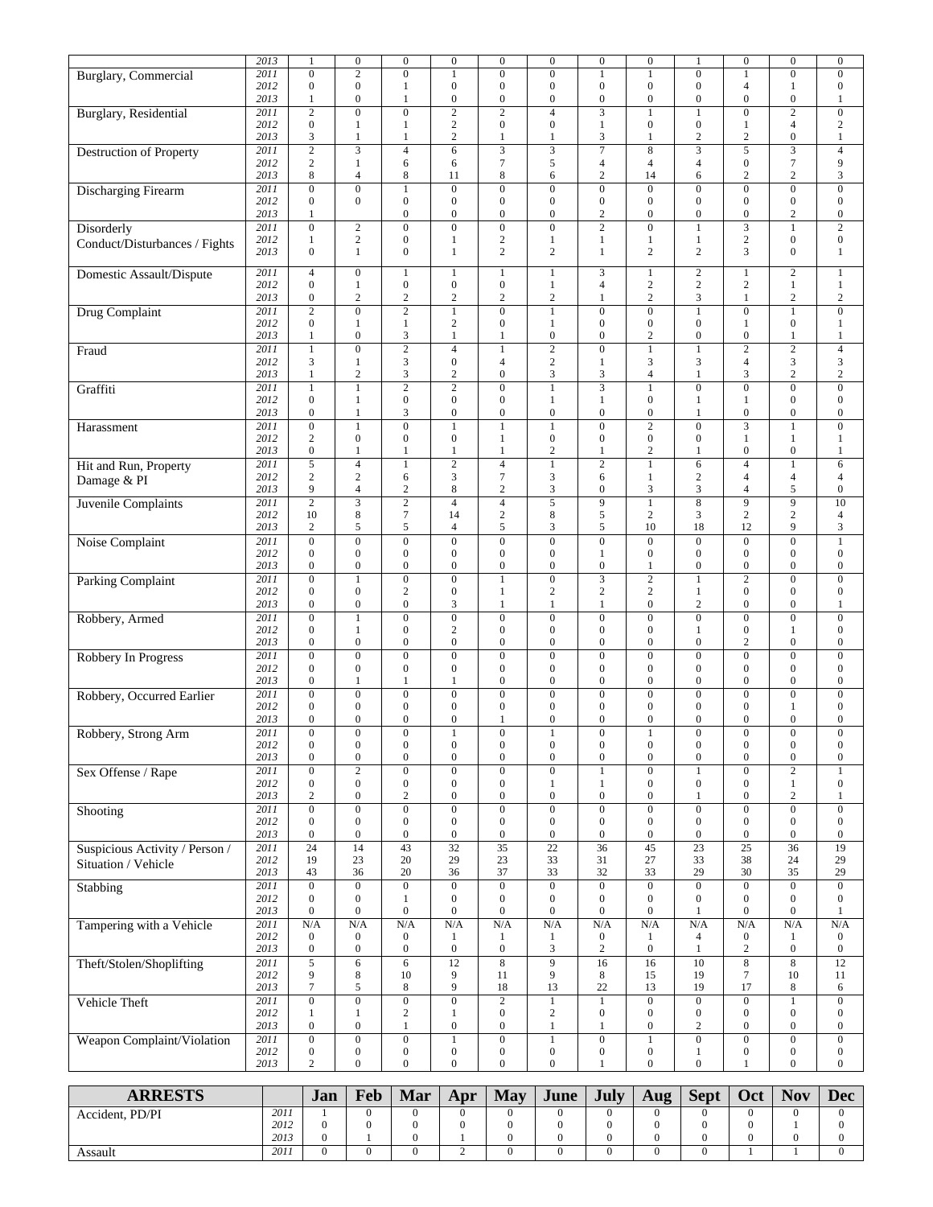| | | | | | | | | | | | | | |
|---|---|---|---|---|---|---|---|---|---|---|---|---|---|
| | 2013 | 1 | 0 | 0 | 0 | 0 | 0 | 0 | 0 | 1 | 0 | 0 | 0 |
| Burglary, Commercial | 2011 | 0 | 2 | 0 | 1 | 0 | 0 | 1 | 1 | 0 | 1 | 0 | 0 |
| | 2012 | 0 | 0 | 1 | 0 | 0 | 0 | 0 | 0 | 0 | 4 | 1 | 0 |
| | 2013 | 1 | 0 | 1 | 0 | 0 | 0 | 0 | 0 | 0 | 0 | 0 | 1 |
| Burglary, Residential | 2011 | 2 | 0 | 0 | 2 | 2 | 4 | 3 | 1 | 1 | 0 | 2 | 0 |
| | 2012 | 0 | 1 | 1 | 2 | 0 | 0 | 1 | 0 | 0 | 1 | 4 | 2 |
| | 2013 | 3 | 1 | 1 | 2 | 1 | 1 | 3 | 1 | 2 | 2 | 0 | 1 |
| Destruction of Property | 2011 | 2 | 3 | 4 | 6 | 3 | 3 | 7 | 8 | 3 | 5 | 3 | 4 |
| | 2012 | 2 | 1 | 6 | 6 | 7 | 5 | 4 | 4 | 4 | 0 | 7 | 9 |
| | 2013 | 8 | 4 | 8 | 11 | 8 | 6 | 2 | 14 | 6 | 2 | 2 | 3 |
| Discharging Firearm | 2011 | 0 | 0 | 1 | 0 | 0 | 0 | 0 | 0 | 0 | 0 | 0 | 0 |
| | 2012 | 0 | 0 | 0 | 0 | 0 | 0 | 0 | 0 | 0 | 0 | 0 | 0 |
| | 2013 | 1 | | 0 | 0 | 0 | 0 | 2 | 0 | 0 | 0 | 2 | 0 |
| Disorderly Conduct/Disturbances / Fights | 2011 | 0 | 2 | 0 | 0 | 0 | 0 | 2 | 0 | 1 | 3 | 1 | 2 |
| | 2012 | 1 | 2 | 0 | 1 | 2 | 1 | 1 | 1 | 1 | 2 | 0 | 0 |
| | 2013 | 0 | 1 | 0 | 1 | 2 | 2 | 1 | 2 | 2 | 3 | 0 | 1 |
| Domestic Assault/Dispute | 2011 | 4 | 0 | 1 | 1 | 1 | 1 | 3 | 1 | 2 | 1 | 2 | 1 |
| | 2012 | 0 | 1 | 0 | 0 | 0 | 1 | 4 | 2 | 2 | 2 | 1 | 1 |
| | 2013 | 0 | 2 | 2 | 2 | 2 | 2 | 1 | 2 | 3 | 1 | 2 | 2 |
| Drug Complaint | 2011 | 2 | 0 | 2 | 1 | 0 | 1 | 0 | 0 | 1 | 0 | 1 | 0 |
| | 2012 | 0 | 1 | 1 | 2 | 0 | 1 | 0 | 0 | 0 | 1 | 0 | 1 |
| | 2013 | 1 | 0 | 3 | 1 | 1 | 0 | 0 | 2 | 0 | 0 | 1 | 1 |
| Fraud | 2011 | 1 | 0 | 2 | 4 | 1 | 2 | 0 | 1 | 1 | 2 | 2 | 4 |
| | 2012 | 3 | 1 | 3 | 0 | 4 | 2 | 1 | 3 | 3 | 4 | 3 | 3 |
| | 2013 | 1 | 2 | 3 | 2 | 0 | 3 | 3 | 4 | 1 | 3 | 2 | 2 |
| Graffiti | 2011 | 1 | 1 | 2 | 2 | 0 | 1 | 3 | 1 | 0 | 0 | 0 | 0 |
| | 2012 | 0 | 1 | 0 | 0 | 0 | 1 | 1 | 0 | 1 | 1 | 0 | 0 |
| | 2013 | 0 | 1 | 3 | 0 | 0 | 0 | 0 | 0 | 1 | 0 | 0 | 0 |
| Harassment | 2011 | 0 | 1 | 0 | 1 | 1 | 1 | 0 | 2 | 0 | 3 | 1 | 0 |
| | 2012 | 2 | 0 | 0 | 0 | 1 | 0 | 0 | 0 | 0 | 1 | 1 | 1 |
| | 2013 | 0 | 1 | 1 | 1 | 1 | 2 | 1 | 2 | 1 | 0 | 0 | 1 |
| Hit and Run, Property Damage & PI | 2011 | 5 | 4 | 1 | 2 | 4 | 1 | 2 | 1 | 6 | 4 | 1 | 6 |
| | 2012 | 2 | 2 | 6 | 3 | 7 | 3 | 6 | 1 | 2 | 4 | 4 | 4 |
| | 2013 | 9 | 4 | 2 | 8 | 2 | 3 | 0 | 3 | 3 | 4 | 5 | 0 |
| Juvenile Complaints | 2011 | 2 | 3 | 2 | 4 | 4 | 5 | 9 | 1 | 8 | 9 | 9 | 10 |
| | 2012 | 10 | 8 | 7 | 14 | 2 | 8 | 5 | 2 | 3 | 2 | 2 | 4 |
| | 2013 | 2 | 5 | 5 | 4 | 5 | 3 | 5 | 10 | 18 | 12 | 9 | 3 |
| Noise Complaint | 2011 | 0 | 0 | 0 | 0 | 0 | 0 | 0 | 0 | 0 | 0 | 0 | 1 |
| | 2012 | 0 | 0 | 0 | 0 | 0 | 0 | 1 | 0 | 0 | 0 | 0 | 0 |
| | 2013 | 0 | 0 | 0 | 0 | 0 | 0 | 0 | 1 | 0 | 0 | 0 | 0 |
| Parking Complaint | 2011 | 0 | 1 | 0 | 0 | 1 | 0 | 3 | 2 | 1 | 2 | 0 | 0 |
| | 2012 | 0 | 0 | 2 | 0 | 1 | 2 | 2 | 2 | 1 | 0 | 0 | 0 |
| | 2013 | 0 | 0 | 0 | 3 | 1 | 1 | 1 | 0 | 2 | 0 | 0 | 1 |
| Robbery, Armed | 2011 | 0 | 1 | 0 | 0 | 0 | 0 | 0 | 0 | 0 | 0 | 0 | 0 |
| | 2012 | 0 | 1 | 0 | 2 | 0 | 0 | 0 | 0 | 1 | 0 | 1 | 0 |
| | 2013 | 0 | 0 | 0 | 0 | 0 | 0 | 0 | 0 | 0 | 2 | 0 | 0 |
| Robbery In Progress | 2011 | 0 | 0 | 0 | 0 | 0 | 0 | 0 | 0 | 0 | 0 | 0 | 0 |
| | 2012 | 0 | 0 | 0 | 0 | 0 | 0 | 0 | 0 | 0 | 0 | 0 | 0 |
| | 2013 | 0 | 1 | 1 | 1 | 0 | 0 | 0 | 0 | 0 | 0 | 0 | 0 |
| Robbery, Occurred Earlier | 2011 | 0 | 0 | 0 | 0 | 0 | 0 | 0 | 0 | 0 | 0 | 0 | 0 |
| | 2012 | 0 | 0 | 0 | 0 | 0 | 0 | 0 | 0 | 0 | 0 | 1 | 0 |
| | 2013 | 0 | 0 | 0 | 0 | 1 | 0 | 0 | 0 | 0 | 0 | 0 | 0 |
| Robbery, Strong Arm | 2011 | 0 | 0 | 0 | 1 | 0 | 1 | 0 | 1 | 0 | 0 | 0 | 0 |
| | 2012 | 0 | 0 | 0 | 0 | 0 | 0 | 0 | 0 | 0 | 0 | 0 | 0 |
| | 2013 | 0 | 0 | 0 | 0 | 0 | 0 | 0 | 0 | 0 | 0 | 0 | 0 |
| Sex Offense / Rape | 2011 | 0 | 2 | 0 | 0 | 0 | 0 | 1 | 0 | 1 | 0 | 2 | 1 |
| | 2012 | 0 | 0 | 0 | 0 | 0 | 1 | 1 | 0 | 0 | 0 | 1 | 0 |
| | 2013 | 2 | 0 | 2 | 0 | 0 | 0 | 0 | 0 | 1 | 0 | 2 | 1 |
| Shooting | 2011 | 0 | 0 | 0 | 0 | 0 | 0 | 0 | 0 | 0 | 0 | 0 | 0 |
| | 2012 | 0 | 0 | 0 | 0 | 0 | 0 | 0 | 0 | 0 | 0 | 0 | 0 |
| | 2013 | 0 | 0 | 0 | 0 | 0 | 0 | 0 | 0 | 0 | 0 | 0 | 0 |
| Suspicious Activity / Person / Situation / Vehicle | 2011 | 24 | 14 | 43 | 32 | 35 | 22 | 36 | 45 | 23 | 25 | 36 | 19 |
| | 2012 | 19 | 23 | 20 | 29 | 23 | 33 | 31 | 27 | 33 | 38 | 24 | 29 |
| | 2013 | 43 | 36 | 20 | 36 | 37 | 33 | 32 | 33 | 29 | 30 | 35 | 29 |
| Stabbing | 2011 | 0 | 0 | 0 | 0 | 0 | 0 | 0 | 0 | 0 | 0 | 0 | 0 |
| | 2012 | 0 | 0 | 1 | 0 | 0 | 0 | 0 | 0 | 0 | 0 | 0 | 0 |
| | 2013 | 0 | 0 | 0 | 0 | 0 | 0 | 0 | 0 | 1 | 0 | 0 | 1 |
| Tampering with a Vehicle | 2011 | N/A | N/A | N/A | N/A | N/A | N/A | N/A | N/A | N/A | N/A | N/A | N/A |
| | 2012 | 0 | 0 | 0 | 1 | 1 | 1 | 0 | 1 | 4 | 0 | 1 | 0 |
| | 2013 | 0 | 0 | 0 | 0 | 0 | 3 | 2 | 0 | 1 | 2 | 0 | 0 |
| Theft/Stolen/Shoplifting | 2011 | 5 | 6 | 6 | 12 | 8 | 9 | 16 | 16 | 10 | 8 | 8 | 12 |
| | 2012 | 9 | 8 | 10 | 9 | 11 | 9 | 8 | 15 | 19 | 7 | 10 | 11 |
| | 2013 | 7 | 5 | 8 | 9 | 18 | 13 | 22 | 13 | 19 | 17 | 8 | 6 |
| Vehicle Theft | 2011 | 0 | 0 | 0 | 0 | 2 | 1 | 1 | 0 | 0 | 0 | 1 | 0 |
| | 2012 | 1 | 1 | 2 | 1 | 0 | 2 | 0 | 0 | 0 | 0 | 0 | 0 |
| | 2013 | 0 | 0 | 1 | 0 | 0 | 1 | 1 | 0 | 2 | 0 | 0 | 0 |
| Weapon Complaint/Violation | 2011 | 0 | 0 | 0 | 1 | 0 | 1 | 0 | 1 | 0 | 0 | 0 | 0 |
| | 2012 | 0 | 0 | 0 | 0 | 0 | 0 | 0 | 0 | 1 | 0 | 0 | 0 |
| | 2013 | 2 | 0 | 0 | 0 | 0 | 0 | 1 | 0 | 0 | 1 | 0 | 0 |

| ARRESTS | | Jan | Feb | Mar | Apr | May | June | July | Aug | Sept | Oct | Nov | Dec |
|---|---|---|---|---|---|---|---|---|---|---|---|---|---|
| Accident, PD/PI | 2011 | 1 | 0 | 0 | 0 | 0 | 0 | 0 | 0 | 0 | 0 | 0 | 0 |
| | 2012 | 0 | 0 | 0 | 0 | 0 | 0 | 0 | 0 | 0 | 0 | 1 | 0 |
| | 2013 | 0 | 1 | 0 | 1 | 0 | 0 | 0 | 0 | 0 | 0 | 0 | 0 |
| Assault | 2011 | 0 | 0 | 0 | 2 | 0 | 0 | 0 | 0 | 0 | 1 | 1 | 0 |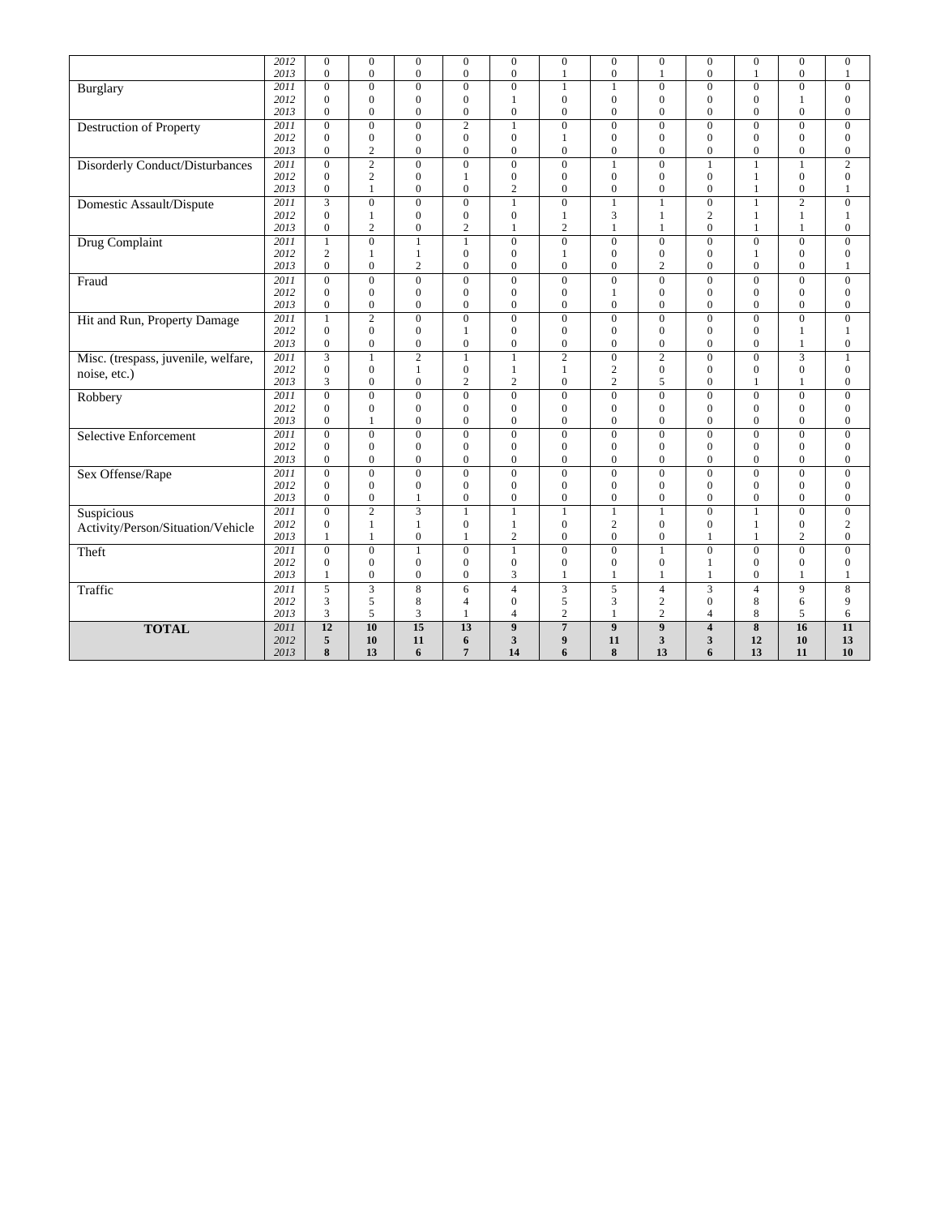| | | | | | | | | | | | | | |
|---|---|---|---|---|---|---|---|---|---|---|---|---|---|
| | *2012* | 0 | 0 | 0 | 0 | 0 | 0 | 0 | 0 | 0 | 0 | 0 | 0 |
| | *2013* | 0 | 0 | 0 | 0 | 0 | 1 | 0 | 1 | 0 | 1 | 0 | 1 |
| Burglary | *2011* | 0 | 0 | 0 | 0 | 0 | 1 | 1 | 0 | 0 | 0 | 0 | 0 |
| | *2012* | 0 | 0 | 0 | 0 | 1 | 0 | 0 | 0 | 0 | 0 | 1 | 0 |
| | *2013* | 0 | 0 | 0 | 0 | 0 | 0 | 0 | 0 | 0 | 0 | 0 | 0 |
| Destruction of Property | *2011* | 0 | 0 | 0 | 2 | 1 | 0 | 0 | 0 | 0 | 0 | 0 | 0 |
| | *2012* | 0 | 0 | 0 | 0 | 0 | 1 | 0 | 0 | 0 | 0 | 0 | 0 |
| | *2013* | 0 | 2 | 0 | 0 | 0 | 0 | 0 | 0 | 0 | 0 | 0 | 0 |
| Disorderly Conduct/Disturbances | *2011* | 0 | 2 | 0 | 0 | 0 | 0 | 1 | 0 | 1 | 1 | 1 | 2 |
| | *2012* | 0 | 2 | 0 | 1 | 0 | 0 | 0 | 0 | 0 | 1 | 0 | 0 |
| | *2013* | 0 | 1 | 0 | 0 | 2 | 0 | 0 | 0 | 0 | 1 | 0 | 1 |
| Domestic Assault/Dispute | *2011* | 3 | 0 | 0 | 0 | 1 | 0 | 1 | 1 | 0 | 1 | 2 | 0 |
| | *2012* | 0 | 1 | 0 | 0 | 0 | 1 | 3 | 1 | 2 | 1 | 1 | 1 |
| | *2013* | 0 | 2 | 0 | 2 | 1 | 2 | 1 | 1 | 0 | 1 | 1 | 0 |
| Drug Complaint | *2011* | 1 | 0 | 1 | 1 | 0 | 0 | 0 | 0 | 0 | 0 | 0 | 0 |
| | *2012* | 2 | 1 | 1 | 0 | 0 | 1 | 0 | 0 | 0 | 1 | 0 | 0 |
| | *2013* | 0 | 0 | 2 | 0 | 0 | 0 | 0 | 2 | 0 | 0 | 0 | 1 |
| Fraud | *2011* | 0 | 0 | 0 | 0 | 0 | 0 | 0 | 0 | 0 | 0 | 0 | 0 |
| | *2012* | 0 | 0 | 0 | 0 | 0 | 0 | 1 | 0 | 0 | 0 | 0 | 0 |
| | *2013* | 0 | 0 | 0 | 0 | 0 | 0 | 0 | 0 | 0 | 0 | 0 | 0 |
| Hit and Run, Property Damage | *2011* | 1 | 2 | 0 | 0 | 0 | 0 | 0 | 0 | 0 | 0 | 0 | 0 |
| | *2012* | 0 | 0 | 0 | 1 | 0 | 0 | 0 | 0 | 0 | 0 | 1 | 1 |
| | *2013* | 0 | 0 | 0 | 0 | 0 | 0 | 0 | 0 | 0 | 0 | 1 | 0 |
| Misc. (trespass, juvenile, welfare, noise, etc.) | *2011* | 3 | 1 | 2 | 1 | 1 | 2 | 0 | 2 | 0 | 0 | 3 | 1 |
| | *2012* | 0 | 0 | 1 | 0 | 1 | 1 | 2 | 0 | 0 | 0 | 0 | 0 |
| | *2013* | 3 | 0 | 0 | 2 | 2 | 0 | 2 | 5 | 0 | 1 | 1 | 0 |
| Robbery | *2011* | 0 | 0 | 0 | 0 | 0 | 0 | 0 | 0 | 0 | 0 | 0 | 0 |
| | *2012* | 0 | 0 | 0 | 0 | 0 | 0 | 0 | 0 | 0 | 0 | 0 | 0 |
| | *2013* | 0 | 1 | 0 | 0 | 0 | 0 | 0 | 0 | 0 | 0 | 0 | 0 |
| Selective Enforcement | *2011* | 0 | 0 | 0 | 0 | 0 | 0 | 0 | 0 | 0 | 0 | 0 | 0 |
| | *2012* | 0 | 0 | 0 | 0 | 0 | 0 | 0 | 0 | 0 | 0 | 0 | 0 |
| | *2013* | 0 | 0 | 0 | 0 | 0 | 0 | 0 | 0 | 0 | 0 | 0 | 0 |
| Sex Offense/Rape | *2011* | 0 | 0 | 0 | 0 | 0 | 0 | 0 | 0 | 0 | 0 | 0 | 0 |
| | *2012* | 0 | 0 | 0 | 0 | 0 | 0 | 0 | 0 | 0 | 0 | 0 | 0 |
| | *2013* | 0 | 0 | 1 | 0 | 0 | 0 | 0 | 0 | 0 | 0 | 0 | 0 |
| Suspicious Activity/Person/Situation/Vehicle | *2011* | 0 | 2 | 3 | 1 | 1 | 1 | 1 | 1 | 0 | 1 | 0 | 0 |
| | *2012* | 0 | 1 | 1 | 0 | 1 | 0 | 2 | 0 | 0 | 1 | 0 | 2 |
| | *2013* | 1 | 1 | 0 | 1 | 2 | 0 | 0 | 0 | 1 | 1 | 2 | 0 |
| Theft | *2011* | 0 | 0 | 1 | 0 | 1 | 0 | 0 | 1 | 0 | 0 | 0 | 0 |
| | *2012* | 0 | 0 | 0 | 0 | 0 | 0 | 0 | 0 | 1 | 0 | 0 | 0 |
| | *2013* | 1 | 0 | 0 | 0 | 3 | 1 | 1 | 1 | 1 | 0 | 1 | 1 |
| Traffic | *2011* | 5 | 3 | 8 | 6 | 4 | 3 | 5 | 4 | 3 | 4 | 9 | 8 |
| | *2012* | 3 | 5 | 8 | 4 | 0 | 5 | 3 | 2 | 0 | 8 | 6 | 9 |
| | *2013* | 3 | 5 | 3 | 1 | 4 | 2 | 1 | 2 | 4 | 8 | 5 | 6 |
| **TOTAL** | *2011* | **12** | **10** | **15** | **13** | **9** | **7** | **9** | **9** | **4** | **8** | **16** | **11** |
| | *2012* | **5** | **10** | **11** | **6** | **3** | **9** | **11** | **3** | **3** | **12** | **10** | **13** |
| | *2013* | **8** | **13** | **6** | **7** | **14** | **6** | **8** | **13** | **6** | **13** | **11** | **10** |